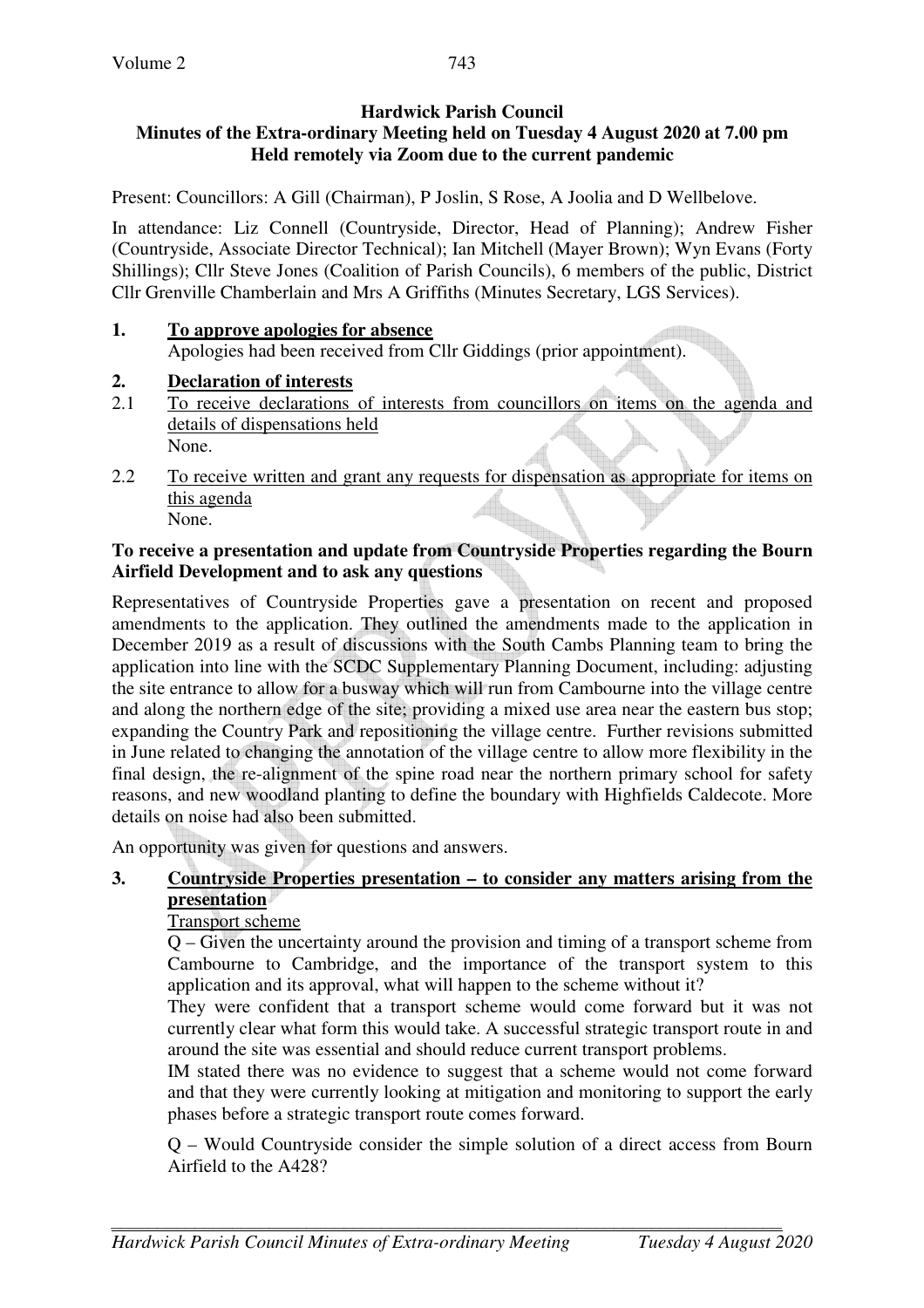**Hardwick Parish Council**
**Minutes of the Extra-ordinary Meeting held on Tuesday 4 August 2020 at 7.00 pm**
**Held remotely via Zoom due to the current pandemic**

Present: Councillors: A Gill (Chairman), P Joslin, S Rose, A Joolia and D Wellbelove.

In attendance: Liz Connell (Countryside, Director, Head of Planning); Andrew Fisher (Countryside, Associate Director Technical); Ian Mitchell (Mayer Brown); Wyn Evans (Forty Shillings); Cllr Steve Jones (Coalition of Parish Councils), 6 members of the public, District Cllr Grenville Chamberlain and Mrs A Griffiths (Minutes Secretary, LGS Services).

**1. To approve apologies for absence**

Apologies had been received from Cllr Giddings (prior appointment).

**2. Declaration of interests**

2.1 To receive declarations of interests from councillors on items on the agenda and details of dispensations held

None.

2.2 To receive written and grant any requests for dispensation as appropriate for items on this agenda

None.

**To receive a presentation and update from Countryside Properties regarding the Bourn Airfield Development and to ask any questions**

Representatives of Countryside Properties gave a presentation on recent and proposed amendments to the application. They outlined the amendments made to the application in December 2019 as a result of discussions with the South Cambs Planning team to bring the application into line with the SCDC Supplementary Planning Document, including: adjusting the site entrance to allow for a busway which will run from Cambourne into the village centre and along the northern edge of the site; providing a mixed use area near the eastern bus stop; expanding the Country Park and repositioning the village centre. Further revisions submitted in June related to changing the annotation of the village centre to allow more flexibility in the final design, the re-alignment of the spine road near the northern primary school for safety reasons, and new woodland planting to define the boundary with Highfields Caldecote. More details on noise had also been submitted.

An opportunity was given for questions and answers.

**3. Countryside Properties presentation – to consider any matters arising from the presentation**

Transport scheme

Q – Given the uncertainty around the provision and timing of a transport scheme from Cambourne to Cambridge, and the importance of the transport system to this application and its approval, what will happen to the scheme without it?

They were confident that a transport scheme would come forward but it was not currently clear what form this would take. A successful strategic transport route in and around the site was essential and should reduce current transport problems.

IM stated there was no evidence to suggest that a scheme would not come forward and that they were currently looking at mitigation and monitoring to support the early phases before a strategic transport route comes forward.

Q – Would Countryside consider the simple solution of a direct access from Bourn Airfield to the A428?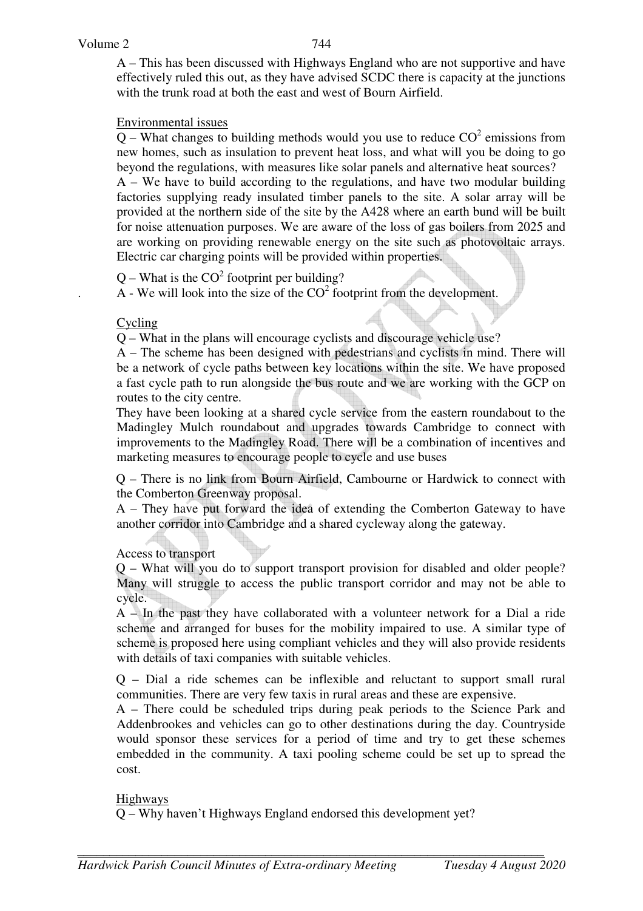A – This has been discussed with Highways England who are not supportive and have effectively ruled this out, as they have advised SCDC there is capacity at the junctions with the trunk road at both the east and west of Bourn Airfield.

Environmental issues

Q – What changes to building methods would you use to reduce $CO^2$ emissions from new homes, such as insulation to prevent heat loss, and what will you be doing to go beyond the regulations, with measures like solar panels and alternative heat sources?

A – We have to build according to the regulations, and have two modular building factories supplying ready insulated timber panels to the site. A solar array will be provided at the northern side of the site by the A428 where an earth bund will be built for noise attenuation purposes. We are aware of the loss of gas boilers from 2025 and are working on providing renewable energy on the site such as photovoltaic arrays. Electric car charging points will be provided within properties.

Q – What is the $CO^2$ footprint per building?

A - We will look into the size of the $CO^2$ footprint from the development.

Cycling

Q – What in the plans will encourage cyclists and discourage vehicle use?

A – The scheme has been designed with pedestrians and cyclists in mind. There will be a network of cycle paths between key locations within the site. We have proposed a fast cycle path to run alongside the bus route and we are working with the GCP on routes to the city centre.

They have been looking at a shared cycle service from the eastern roundabout to the Madingley Mulch roundabout and upgrades towards Cambridge to connect with improvements to the Madingley Road. There will be a combination of incentives and marketing measures to encourage people to cycle and use buses

Q – There is no link from Bourn Airfield, Cambourne or Hardwick to connect with the Comberton Greenway proposal.

A – They have put forward the idea of extending the Comberton Gateway to have another corridor into Cambridge and a shared cycleway along the gateway.

Access to transport

Q – What will you do to support transport provision for disabled and older people? Many will struggle to access the public transport corridor and may not be able to cycle.

A – In the past they have collaborated with a volunteer network for a Dial a ride scheme and arranged for buses for the mobility impaired to use. A similar type of scheme is proposed here using compliant vehicles and they will also provide residents with details of taxi companies with suitable vehicles.

Q – Dial a ride schemes can be inflexible and reluctant to support small rural communities. There are very few taxis in rural areas and these are expensive.

A – There could be scheduled trips during peak periods to the Science Park and Addenbrookes and vehicles can go to other destinations during the day. Countryside would sponsor these services for a period of time and try to get these schemes embedded in the community. A taxi pooling scheme could be set up to spread the cost.

Highways

Q – Why haven't Highways England endorsed this development yet?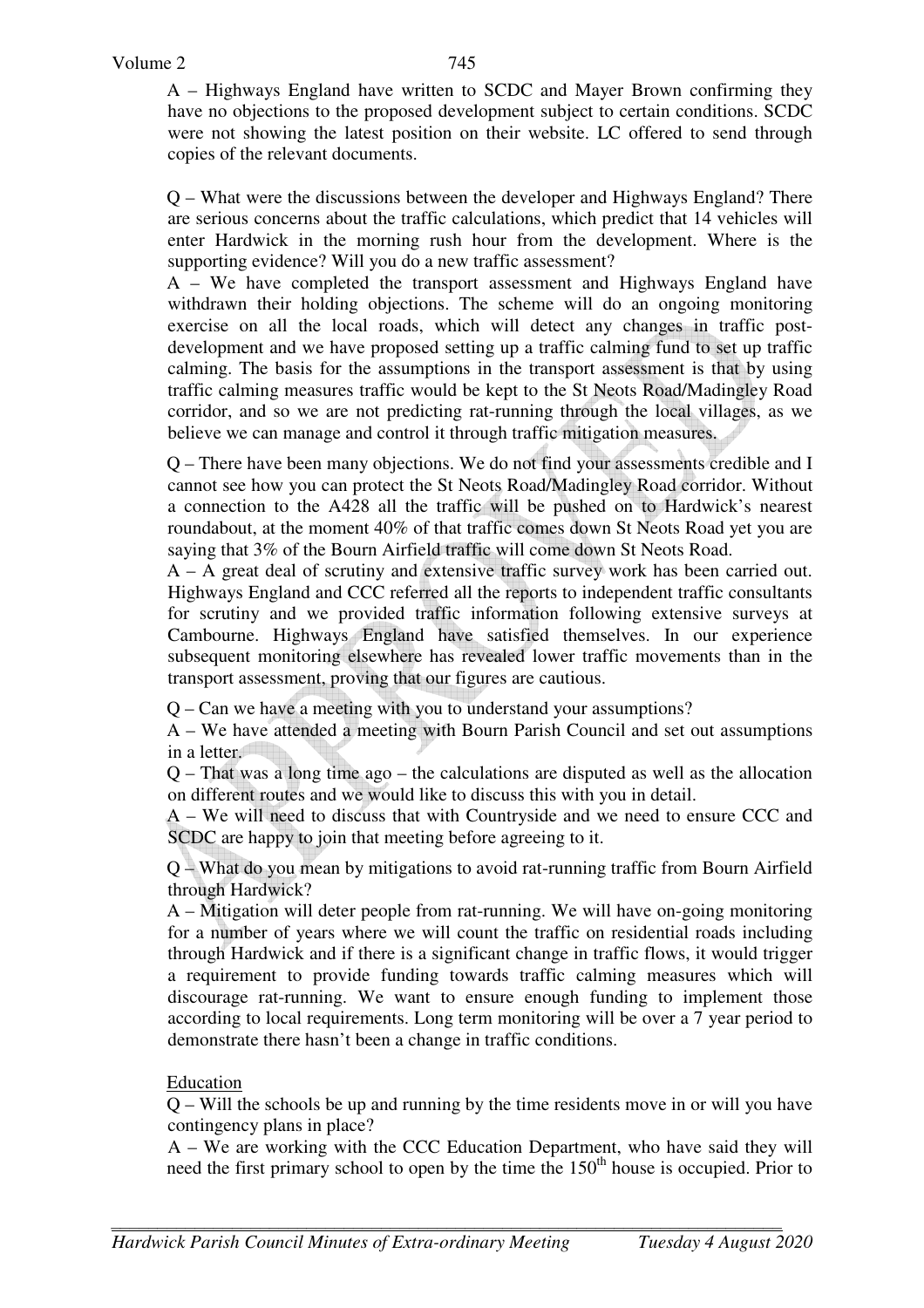A – Highways England have written to SCDC and Mayer Brown confirming they have no objections to the proposed development subject to certain conditions. SCDC were not showing the latest position on their website. LC offered to send through copies of the relevant documents.

Q – What were the discussions between the developer and Highways England? There are serious concerns about the traffic calculations, which predict that 14 vehicles will enter Hardwick in the morning rush hour from the development. Where is the supporting evidence? Will you do a new traffic assessment?

A – We have completed the transport assessment and Highways England have withdrawn their holding objections. The scheme will do an ongoing monitoring exercise on all the local roads, which will detect any changes in traffic post-development and we have proposed setting up a traffic calming fund to set up traffic calming. The basis for the assumptions in the transport assessment is that by using traffic calming measures traffic would be kept to the St Neots Road/Madingley Road corridor, and so we are not predicting rat-running through the local villages, as we believe we can manage and control it through traffic mitigation measures.

Q – There have been many objections. We do not find your assessments credible and I cannot see how you can protect the St Neots Road/Madingley Road corridor. Without a connection to the A428 all the traffic will be pushed on to Hardwick's nearest roundabout, at the moment 40% of that traffic comes down St Neots Road yet you are saying that 3% of the Bourn Airfield traffic will come down St Neots Road.

A – A great deal of scrutiny and extensive traffic survey work has been carried out. Highways England and CCC referred all the reports to independent traffic consultants for scrutiny and we provided traffic information following extensive surveys at Cambourne. Highways England have satisfied themselves. In our experience subsequent monitoring elsewhere has revealed lower traffic movements than in the transport assessment, proving that our figures are cautious.

Q – Can we have a meeting with you to understand your assumptions?

A – We have attended a meeting with Bourn Parish Council and set out assumptions in a letter.

Q – That was a long time ago – the calculations are disputed as well as the allocation on different routes and we would like to discuss this with you in detail.

A – We will need to discuss that with Countryside and we need to ensure CCC and SCDC are happy to join that meeting before agreeing to it.

Q – What do you mean by mitigations to avoid rat-running traffic from Bourn Airfield through Hardwick?

A – Mitigation will deter people from rat-running. We will have on-going monitoring for a number of years where we will count the traffic on residential roads including through Hardwick and if there is a significant change in traffic flows, it would trigger a requirement to provide funding towards traffic calming measures which will discourage rat-running. We want to ensure enough funding to implement those according to local requirements. Long term monitoring will be over a 7 year period to demonstrate there hasn't been a change in traffic conditions.

Education

Q – Will the schools be up and running by the time residents move in or will you have contingency plans in place?

A – We are working with the CCC Education Department, who have said they will need the first primary school to open by the time the 150th house is occupied. Prior to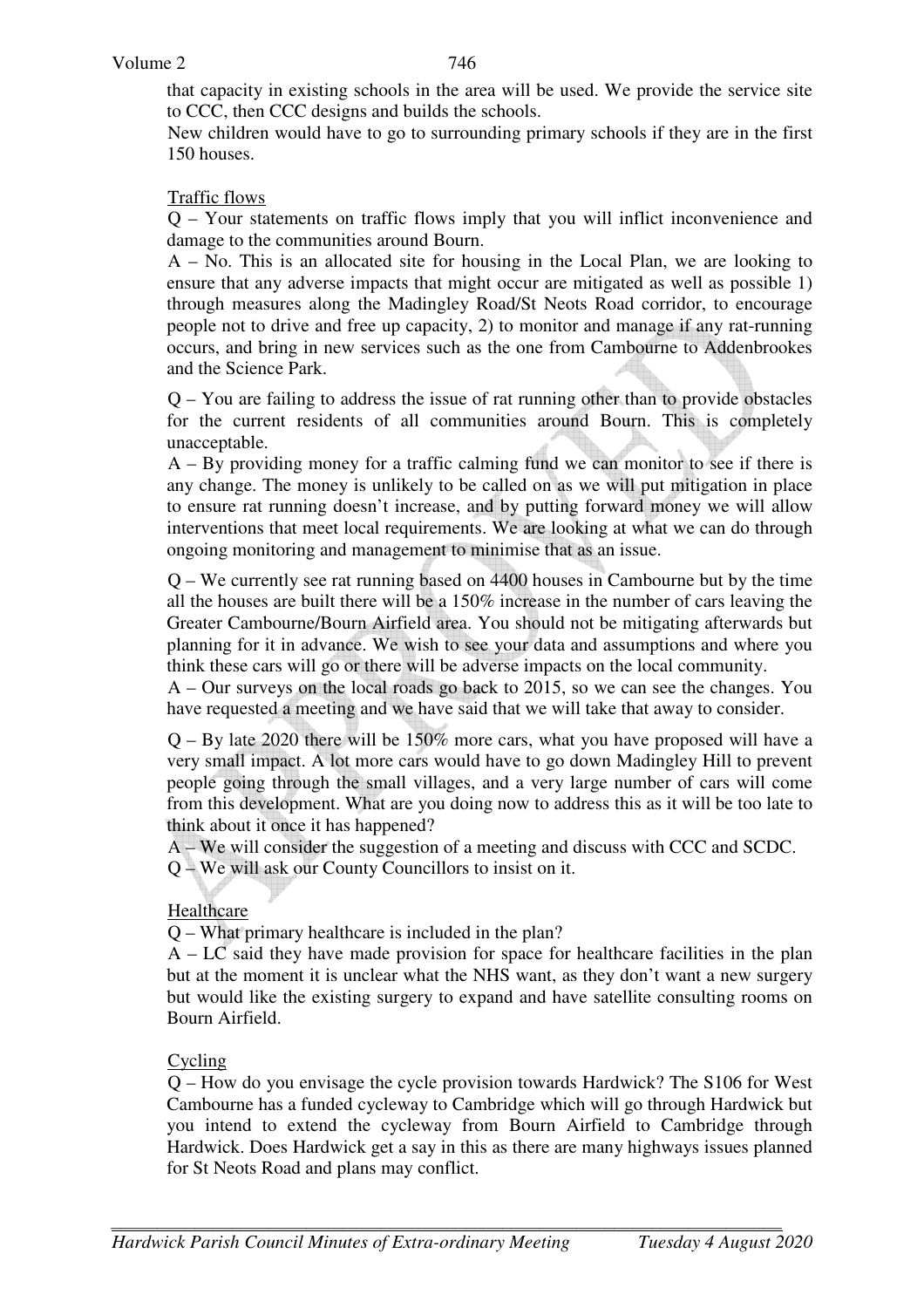that capacity in existing schools in the area will be used. We provide the service site to CCC, then CCC designs and builds the schools.

New children would have to go to surrounding primary schools if they are in the first 150 houses.

Traffic flows

Q – Your statements on traffic flows imply that you will inflict inconvenience and damage to the communities around Bourn.

A – No. This is an allocated site for housing in the Local Plan, we are looking to ensure that any adverse impacts that might occur are mitigated as well as possible 1) through measures along the Madingley Road/St Neots Road corridor, to encourage people not to drive and free up capacity, 2) to monitor and manage if any rat-running occurs, and bring in new services such as the one from Cambourne to Addenbrookes and the Science Park.

Q – You are failing to address the issue of rat running other than to provide obstacles for the current residents of all communities around Bourn. This is completely unacceptable.

A – By providing money for a traffic calming fund we can monitor to see if there is any change. The money is unlikely to be called on as we will put mitigation in place to ensure rat running doesn't increase, and by putting forward money we will allow interventions that meet local requirements. We are looking at what we can do through ongoing monitoring and management to minimise that as an issue.

Q – We currently see rat running based on 4400 houses in Cambourne but by the time all the houses are built there will be a 150% increase in the number of cars leaving the Greater Cambourne/Bourn Airfield area. You should not be mitigating afterwards but planning for it in advance. We wish to see your data and assumptions and where you think these cars will go or there will be adverse impacts on the local community.

A – Our surveys on the local roads go back to 2015, so we can see the changes. You have requested a meeting and we have said that we will take that away to consider.

Q – By late 2020 there will be 150% more cars, what you have proposed will have a very small impact. A lot more cars would have to go down Madingley Hill to prevent people going through the small villages, and a very large number of cars will come from this development. What are you doing now to address this as it will be too late to think about it once it has happened?

A – We will consider the suggestion of a meeting and discuss with CCC and SCDC.

Q – We will ask our County Councillors to insist on it.

Healthcare

Q – What primary healthcare is included in the plan?

A – LC said they have made provision for space for healthcare facilities in the plan but at the moment it is unclear what the NHS want, as they don't want a new surgery but would like the existing surgery to expand and have satellite consulting rooms on Bourn Airfield.

Cycling

Q – How do you envisage the cycle provision towards Hardwick? The S106 for West Cambourne has a funded cycleway to Cambridge which will go through Hardwick but you intend to extend the cycleway from Bourn Airfield to Cambridge through Hardwick. Does Hardwick get a say in this as there are many highways issues planned for St Neots Road and plans may conflict.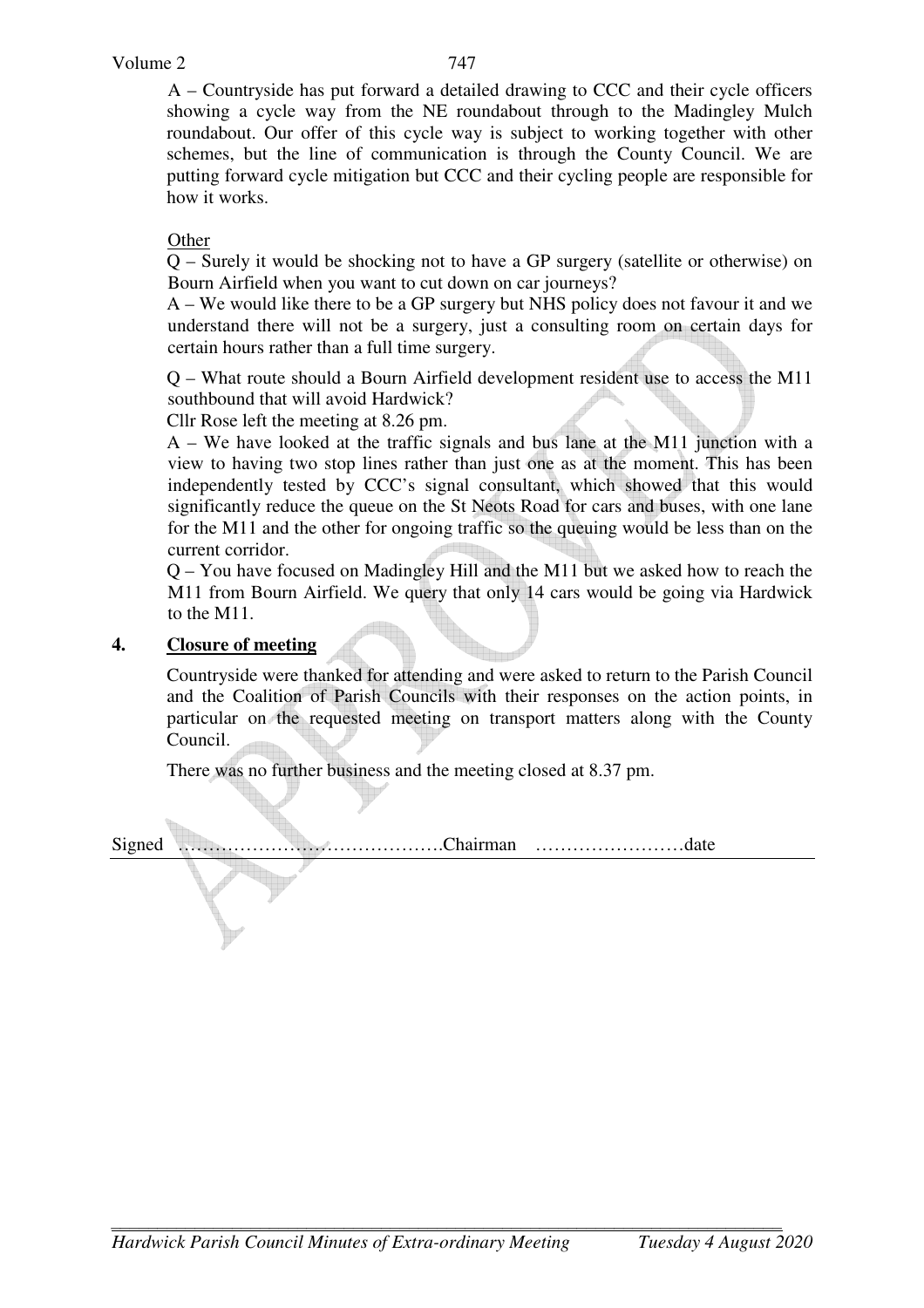A – Countryside has put forward a detailed drawing to CCC and their cycle officers showing a cycle way from the NE roundabout through to the Madingley Mulch roundabout. Our offer of this cycle way is subject to working together with other schemes, but the line of communication is through the County Council. We are putting forward cycle mitigation but CCC and their cycling people are responsible for how it works.

Other

Q – Surely it would be shocking not to have a GP surgery (satellite or otherwise) on Bourn Airfield when you want to cut down on car journeys?

A – We would like there to be a GP surgery but NHS policy does not favour it and we understand there will not be a surgery, just a consulting room on certain days for certain hours rather than a full time surgery.

Q – What route should a Bourn Airfield development resident use to access the M11 southbound that will avoid Hardwick?

Cllr Rose left the meeting at 8.26 pm.

A – We have looked at the traffic signals and bus lane at the M11 junction with a view to having two stop lines rather than just one as at the moment. This has been independently tested by CCC's signal consultant, which showed that this would significantly reduce the queue on the St Neots Road for cars and buses, with one lane for the M11 and the other for ongoing traffic so the queuing would be less than on the current corridor.

Q – You have focused on Madingley Hill and the M11 but we asked how to reach the M11 from Bourn Airfield. We query that only 14 cars would be going via Hardwick to the M11.

## 4. Closure of meeting

Countryside were thanked for attending and were asked to return to the Parish Council and the Coalition of Parish Councils with their responses on the action points, in particular on the requested meeting on transport matters along with the County Council.

There was no further business and the meeting closed at 8.37 pm.

Signed …………………………………….Chairman ……………………date